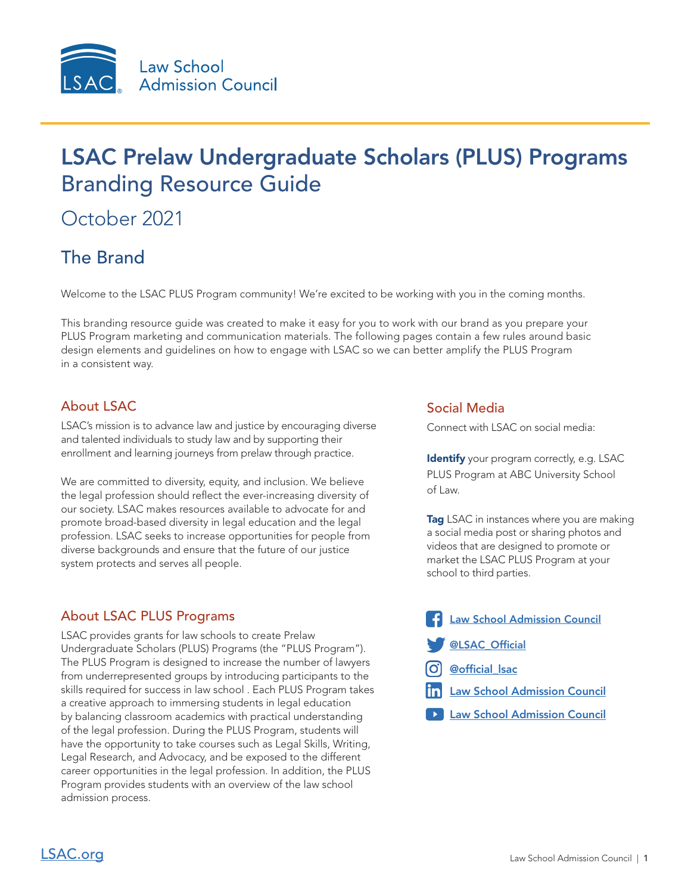Law School Admission Council

# LSAC Prelaw Undergraduate Scholars (PLUS) Programs

## Branding Resource Guide

October 2021

## The Brand

Welcome to the LSAC PLUS Program community! We're excited to be working with you in the coming months.

This branding resource guide was created to make it easy for you to work with our brand as you prepare your PLUS Program marketing and communication materials. The following pages contain a few rules around basic design elements and guidelines on how to engage with LSAC so we can better amplify the PLUS Program in a consistent way.

### About LSAC

LSAC's mission is to advance law and justice by encouraging diverse and talented individuals to study law and by supporting their enrollment and learning journeys from prelaw through practice.

We are committed to diversity, equity, and inclusion. We believe the legal profession should reflect the ever-increasing diversity of our society. LSAC makes resources available to advocate for and promote broad-based diversity in legal education and the legal profession. LSAC seeks to increase opportunities for people from diverse backgrounds and ensure that the future of our justice system protects and serves all people.

### About LSAC PLUS Programs

LSAC provides grants for law schools to create Prelaw Undergraduate Scholars (PLUS) Programs (the "PLUS Program"). The PLUS Program is designed to increase the number of lawyers from underrepresented groups by introducing participants to the skills required for success in law school . Each PLUS Program takes a creative approach to immersing students in legal education by balancing classroom academics with practical understanding of the legal profession. During the PLUS Program, students will have the opportunity to take courses such as Legal Skills, Writing, Legal Research, and Advocacy, and be exposed to the different career opportunities in the legal profession. In addition, the PLUS Program provides students with an overview of the law school admission process.

### Social Media

Connect with LSAC on social media:

**Identify** your program correctly, e.g. LSAC PLUS Program at ABC University School of Law.

**Tag** LSAC in instances where you are making a social media post or sharing photos and videos that are designed to promote or market the LSAC PLUS Program at your school to third parties.

- Law School Admission Council
- @LSAC_Official
- @official_lsac
- Law School Admission Council
- Law School Admission Council

LSAC.org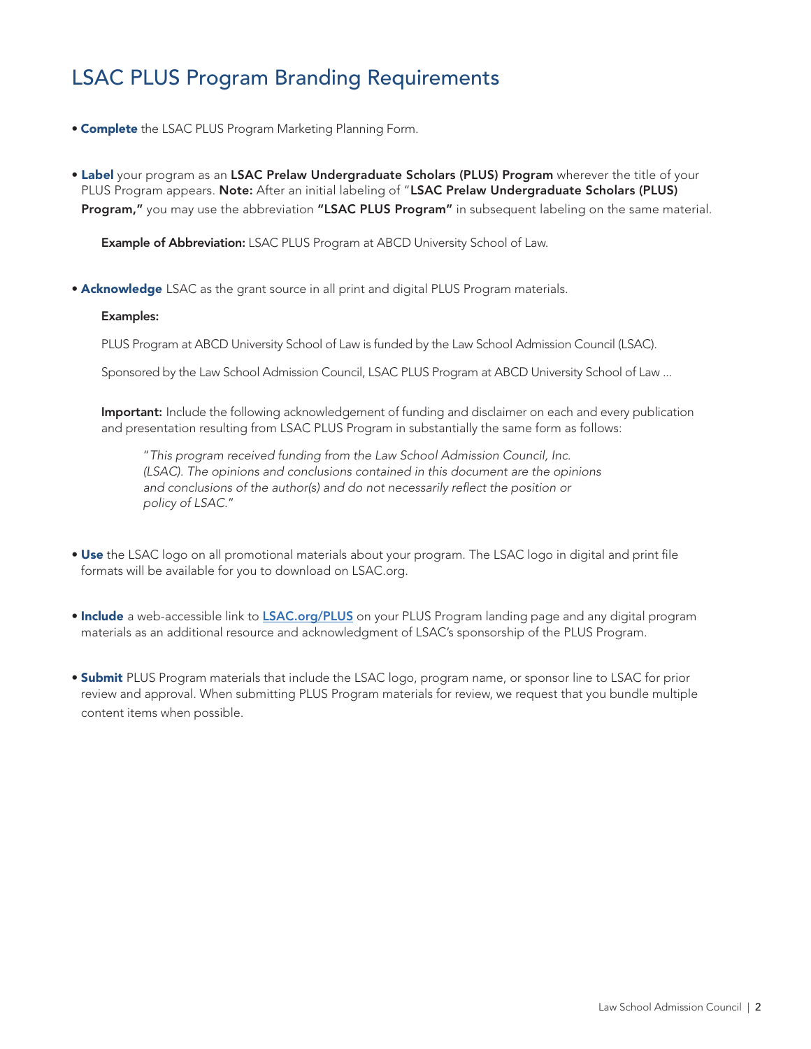# LSAC PLUS Program Branding Requirements

- **Complete** the LSAC PLUS Program Marketing Planning Form.

- **Label** your program as an **LSAC Prelaw Undergraduate Scholars (PLUS) Program** wherever the title of your PLUS Program appears. **Note:** After an initial labeling of "**LSAC Prelaw Undergraduate Scholars (PLUS) Program,"** you may use the abbreviation **"LSAC PLUS Program"** in subsequent labeling on the same material.

  **Example of Abbreviation:** LSAC PLUS Program at ABCD University School of Law.

- **Acknowledge** LSAC as the grant source in all print and digital PLUS Program materials.

  **Examples:**

  PLUS Program at ABCD University School of Law is funded by the Law School Admission Council (LSAC).

  Sponsored by the Law School Admission Council, LSAC PLUS Program at ABCD University School of Law ...

  **Important:** Include the following acknowledgement of funding and disclaimer on each and every publication and presentation resulting from LSAC PLUS Program in substantially the same form as follows:

  > "*This program received funding from the Law School Admission Council, Inc. (LSAC). The opinions and conclusions contained in this document are the opinions and conclusions of the author(s) and do not necessarily reflect the position or policy of LSAC.*"

- **Use** the LSAC logo on all promotional materials about your program. The LSAC logo in digital and print file formats will be available for you to download on LSAC.org.

- **Include** a web-accessible link to [LSAC.org/PLUS](LSAC.org/PLUS) on your PLUS Program landing page and any digital program materials as an additional resource and acknowledgment of LSAC's sponsorship of the PLUS Program.

- **Submit** PLUS Program materials that include the LSAC logo, program name, or sponsor line to LSAC for prior review and approval. When submitting PLUS Program materials for review, we request that you bundle multiple content items when possible.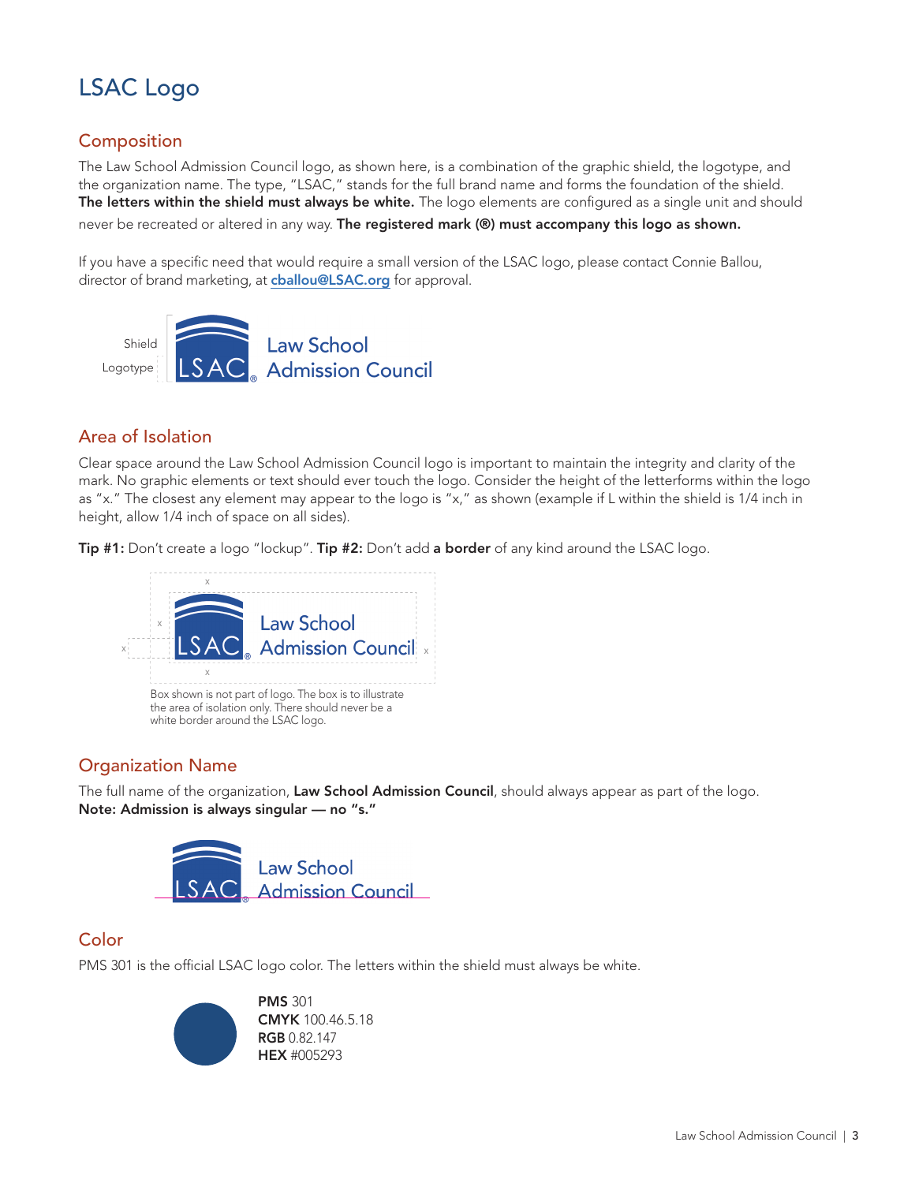# LSAC Logo

## Composition

The Law School Admission Council logo, as shown here, is a combination of the graphic shield, the logotype, and the organization name. The type, "LSAC," stands for the full brand name and forms the foundation of the shield. **The letters within the shield must always be white.** The logo elements are configured as a single unit and should never be recreated or altered in any way. **The registered mark (®) must accompany this logo as shown.**

If you have a specific need that would require a small version of the LSAC logo, please contact Connie Ballou, director of brand marketing, at **cballou@LSAC.org** for approval.

Shield

Logotype

## Area of Isolation

Clear space around the Law School Admission Council logo is important to maintain the integrity and clarity of the mark. No graphic elements or text should ever touch the logo. Consider the height of the letterforms within the logo as "x." The closest any element may appear to the logo is "x," as shown (example if L within the shield is 1/4 inch in height, allow 1/4 inch of space on all sides).

**Tip #1:** Don't create a logo "lockup". **Tip #2:** Don't add **a border** of any kind around the LSAC logo.

Box shown is not part of logo. The box is to illustrate the area of isolation only. There should never be a white border around the LSAC logo.

## Organization Name

The full name of the organization, **Law School Admission Council**, should always appear as part of the logo. **Note: Admission is always singular — no "s."**

## Color

PMS 301 is the official LSAC logo color. The letters within the shield must always be white.

**PMS** 301
**CMYK** 100.46.5.18
**RGB** 0.82.147
**HEX** #005293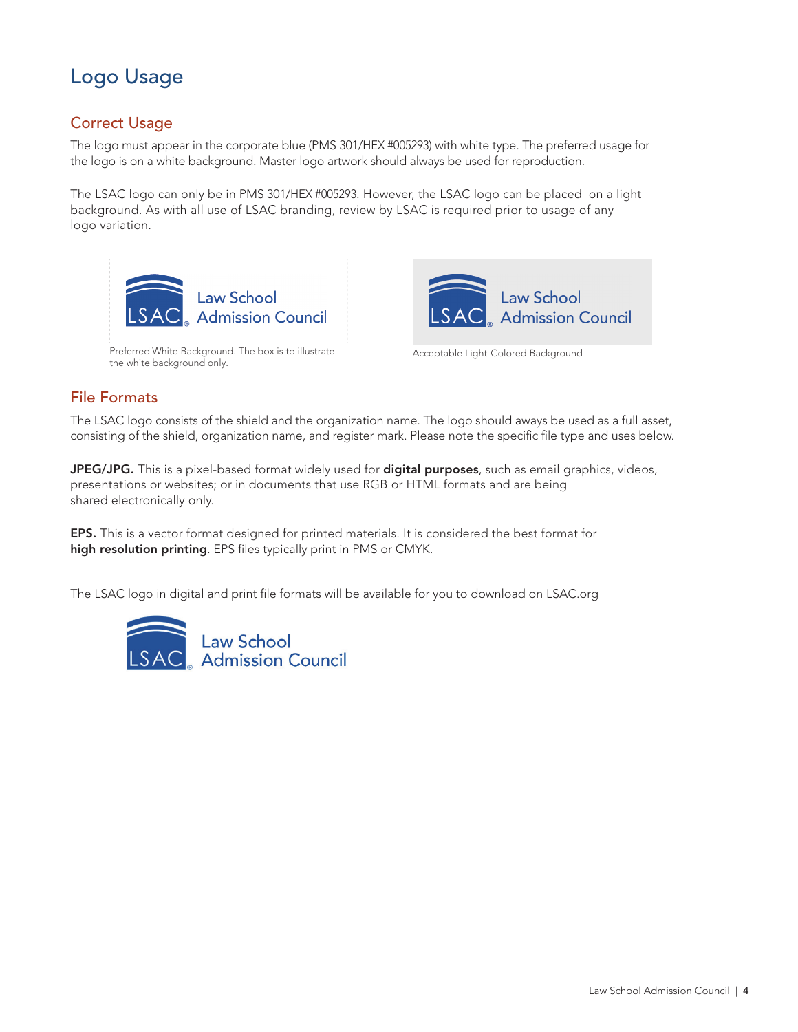# Logo Usage

## Correct Usage

The logo must appear in the corporate blue (PMS 301/HEX #005293) with white type. The preferred usage for the logo is on a white background. Master logo artwork should always be used for reproduction.

The LSAC logo can only be in PMS 301/HEX #005293. However, the LSAC logo can be placed on a light background. As with all use of LSAC branding, review by LSAC is required prior to usage of any logo variation.

Preferred White Background. The box is to illustrate the white background only.

Acceptable Light-Colored Background

## File Formats

The LSAC logo consists of the shield and the organization name. The logo should aways be used as a full asset, consisting of the shield, organization name, and register mark. Please note the specific file type and uses below.

**JPEG/JPG.** This is a pixel-based format widely used for **digital purposes**, such as email graphics, videos, presentations or websites; or in documents that use RGB or HTML formats and are being shared electronically only.

**EPS.** This is a vector format designed for printed materials. It is considered the best format for **high resolution printing**. EPS files typically print in PMS or CMYK.

The LSAC logo in digital and print file formats will be available for you to download on LSAC.org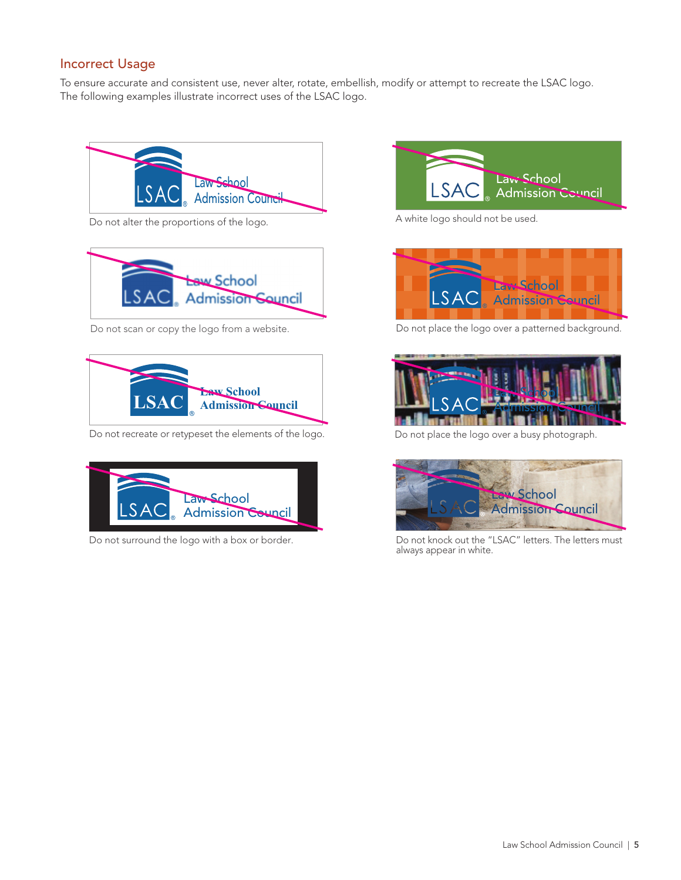## Incorrect Usage

To ensure accurate and consistent use, never alter, rotate, embellish, modify or attempt to recreate the LSAC logo. The following examples illustrate incorrect uses of the LSAC logo.

Do not alter the proportions of the logo.

A white logo should not be used.

Do not scan or copy the logo from a website.

Do not place the logo over a patterned background.

Do not recreate or retypeset the elements of the logo.

Do not place the logo over a busy photograph.

Do not surround the logo with a box or border.

Do not knock out the "LSAC" letters. The letters must always appear in white.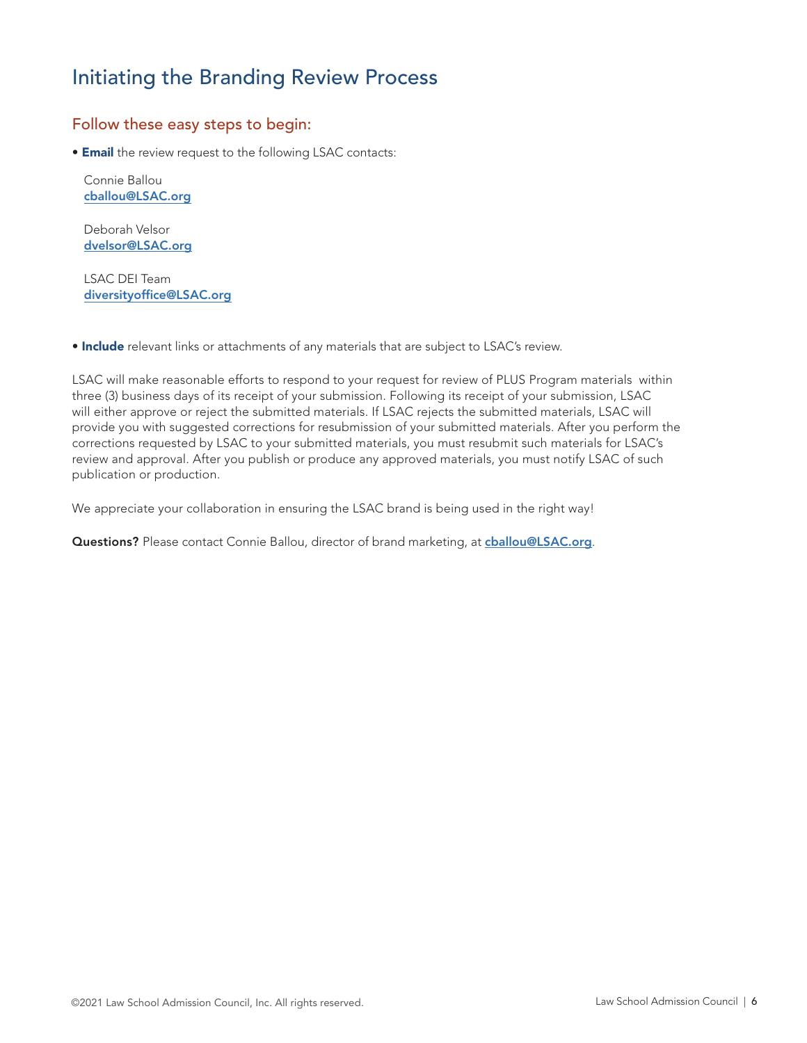# Initiating the Branding Review Process

## Follow these easy steps to begin:

- **Email** the review request to the following LSAC contacts:

  Connie Ballou
  cballou@LSAC.org

  Deborah Velsor
  dvelsor@LSAC.org

  LSAC DEI Team
  diversityoffice@LSAC.org

- **Include** relevant links or attachments of any materials that are subject to LSAC's review.

LSAC will make reasonable efforts to respond to your request for review of PLUS Program materials within three (3) business days of its receipt of your submission. Following its receipt of your submission, LSAC will either approve or reject the submitted materials. If LSAC rejects the submitted materials, LSAC will provide you with suggested corrections for resubmission of your submitted materials. After you perform the corrections requested by LSAC to your submitted materials, you must resubmit such materials for LSAC's review and approval. After you publish or produce any approved materials, you must notify LSAC of such publication or production.

We appreciate your collaboration in ensuring the LSAC brand is being used in the right way!

**Questions?** Please contact Connie Ballou, director of brand marketing, at cballou@LSAC.org.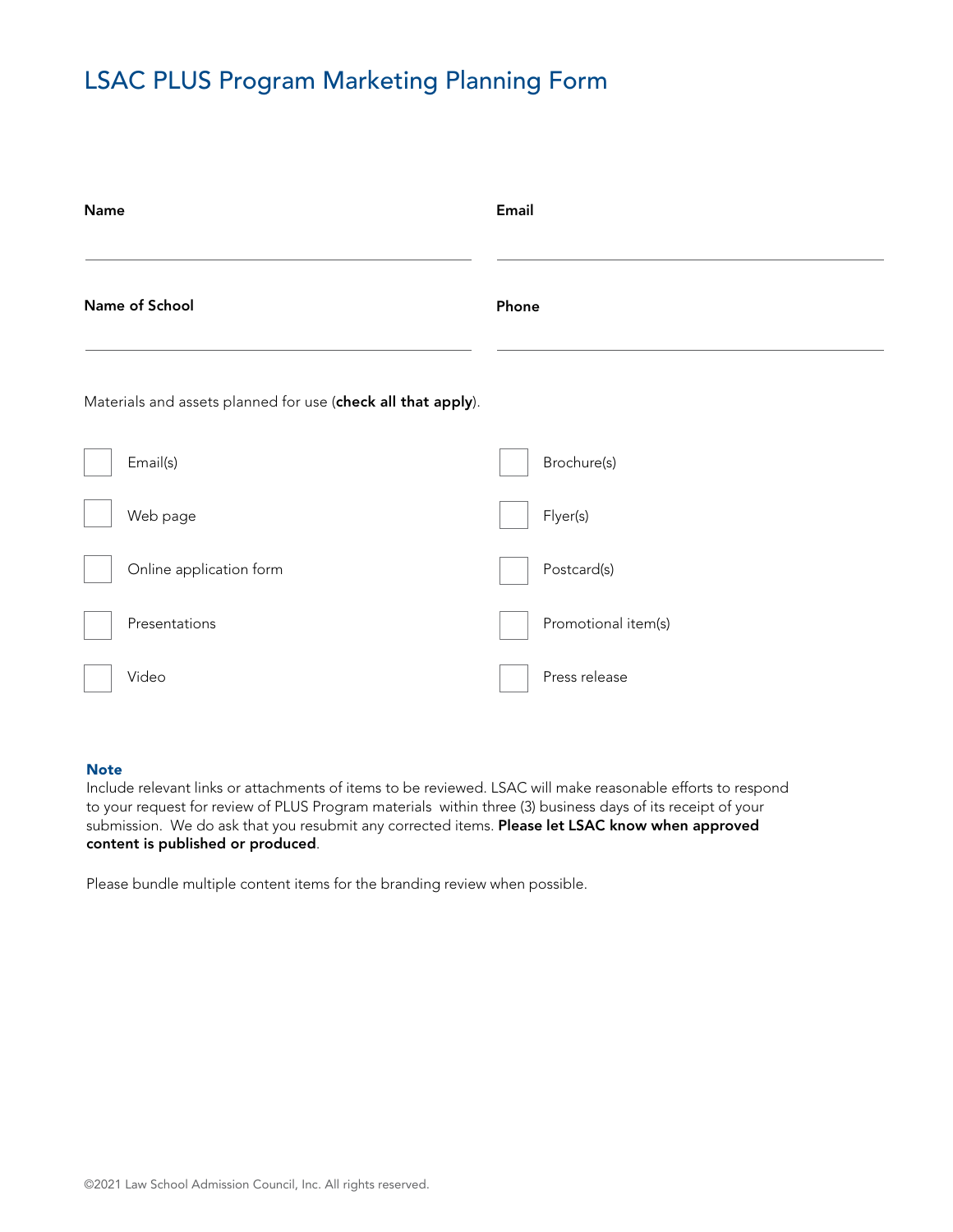# LSAC PLUS Program Marketing Planning Form

**Name** ______________________________

**Email** ______________________________

**Name of School** ______________________________

**Phone** ______________________________

Materials and assets planned for use (**check all that apply**).

- [ ] Email(s)
- [ ] Web page
- [ ] Online application form
- [ ] Presentations
- [ ] Video
- [ ] Brochure(s)
- [ ] Flyer(s)
- [ ] Postcard(s)
- [ ] Promotional item(s)
- [ ] Press release

**Note**

Include relevant links or attachments of items to be reviewed. LSAC will make reasonable efforts to respond to your request for review of PLUS Program materials within three (3) business days of its receipt of your submission. We do ask that you resubmit any corrected items. **Please let LSAC know when approved content is published or produced**.

Please bundle multiple content items for the branding review when possible.

©2021 Law School Admission Council, Inc. All rights reserved.